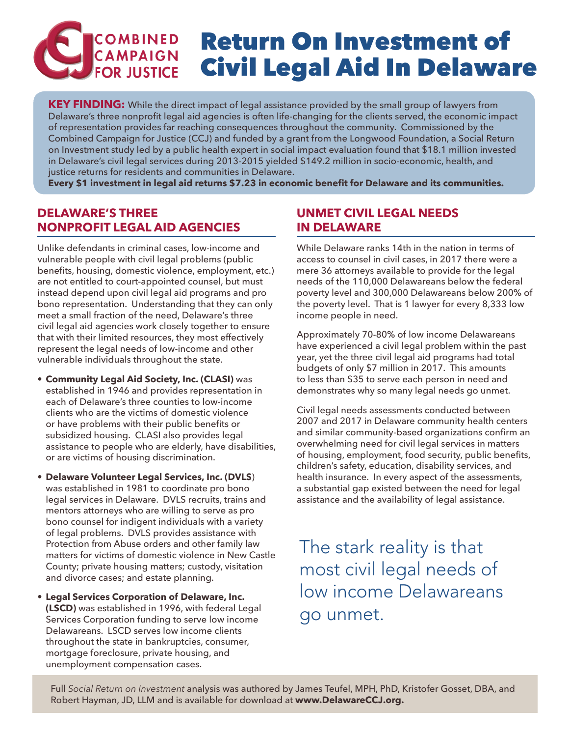**COMBINED CAMPAIGN FOR JUSTICE**

# Return On Investment of Civil Legal Aid In Delaware

**KEY FINDING:** While the direct impact of legal assistance provided by the small group of lawyers from Delaware's three nonprofit legal aid agencies is often life-changing for the clients served, the economic impact of representation provides far reaching consequences throughout the community. Commissioned by the Combined Campaign for Justice (CCJ) and funded by a grant from the Longwood Foundation, a Social Return on Investment study led by a public health expert in social impact evaluation found that $18.1 million invested in Delaware's civil legal services during 2013-2015 yielded $149.2 million in socio-economic, health, and justice returns for residents and communities in Delaware.
**Every $1 investment in legal aid returns $7.23 in economic benefit for Delaware and its communities.**

## DELAWARE'S THREE NONPROFIT LEGAL AID AGENCIES

Unlike defendants in criminal cases, low-income and vulnerable people with civil legal problems (public benefits, housing, domestic violence, employment, etc.) are not entitled to court-appointed counsel, but must instead depend upon civil legal aid programs and pro bono representation. Understanding that they can only meet a small fraction of the need, Delaware's three civil legal aid agencies work closely together to ensure that with their limited resources, they most effectively represent the legal needs of low-income and other vulnerable individuals throughout the state.

- **Community Legal Aid Society, Inc. (CLASI)** was established in 1946 and provides representation in each of Delaware's three counties to low-income clients who are the victims of domestic violence or have problems with their public benefits or subsidized housing. CLASI also provides legal assistance to people who are elderly, have disabilities, or are victims of housing discrimination.
- **Delaware Volunteer Legal Services, Inc. (DVLS)** was established in 1981 to coordinate pro bono legal services in Delaware. DVLS recruits, trains and mentors attorneys who are willing to serve as pro bono counsel for indigent individuals with a variety of legal problems. DVLS provides assistance with Protection from Abuse orders and other family law matters for victims of domestic violence in New Castle County; private housing matters; custody, visitation and divorce cases; and estate planning.
- **Legal Services Corporation of Delaware, Inc. (LSCD)** was established in 1996, with federal Legal Services Corporation funding to serve low income Delawareans. LSCD serves low income clients throughout the state in bankruptcies, consumer, mortgage foreclosure, private housing, and unemployment compensation cases.

## UNMET CIVIL LEGAL NEEDS IN DELAWARE

While Delaware ranks 14th in the nation in terms of access to counsel in civil cases, in 2017 there were a mere 36 attorneys available to provide for the legal needs of the 110,000 Delawareans below the federal poverty level and 300,000 Delawareans below 200% of the poverty level. That is 1 lawyer for every 8,333 low income people in need.

Approximately 70-80% of low income Delawareans have experienced a civil legal problem within the past year, yet the three civil legal aid programs had total budgets of only $7 million in 2017. This amounts to less than $35 to serve each person in need and demonstrates why so many legal needs go unmet.

Civil legal needs assessments conducted between 2007 and 2017 in Delaware community health centers and similar community-based organizations confirm an overwhelming need for civil legal services in matters of housing, employment, food security, public benefits, children's safety, education, disability services, and health insurance. In every aspect of the assessments, a substantial gap existed between the need for legal assistance and the availability of legal assistance.

> The stark reality is that most civil legal needs of low income Delawareans go unmet.

Full *Social Return on Investment* analysis was authored by James Teufel, MPH, PhD, Kristofer Gosset, DBA, and Robert Hayman, JD, LLM and is available for download at **www.DelawareCCJ.org.**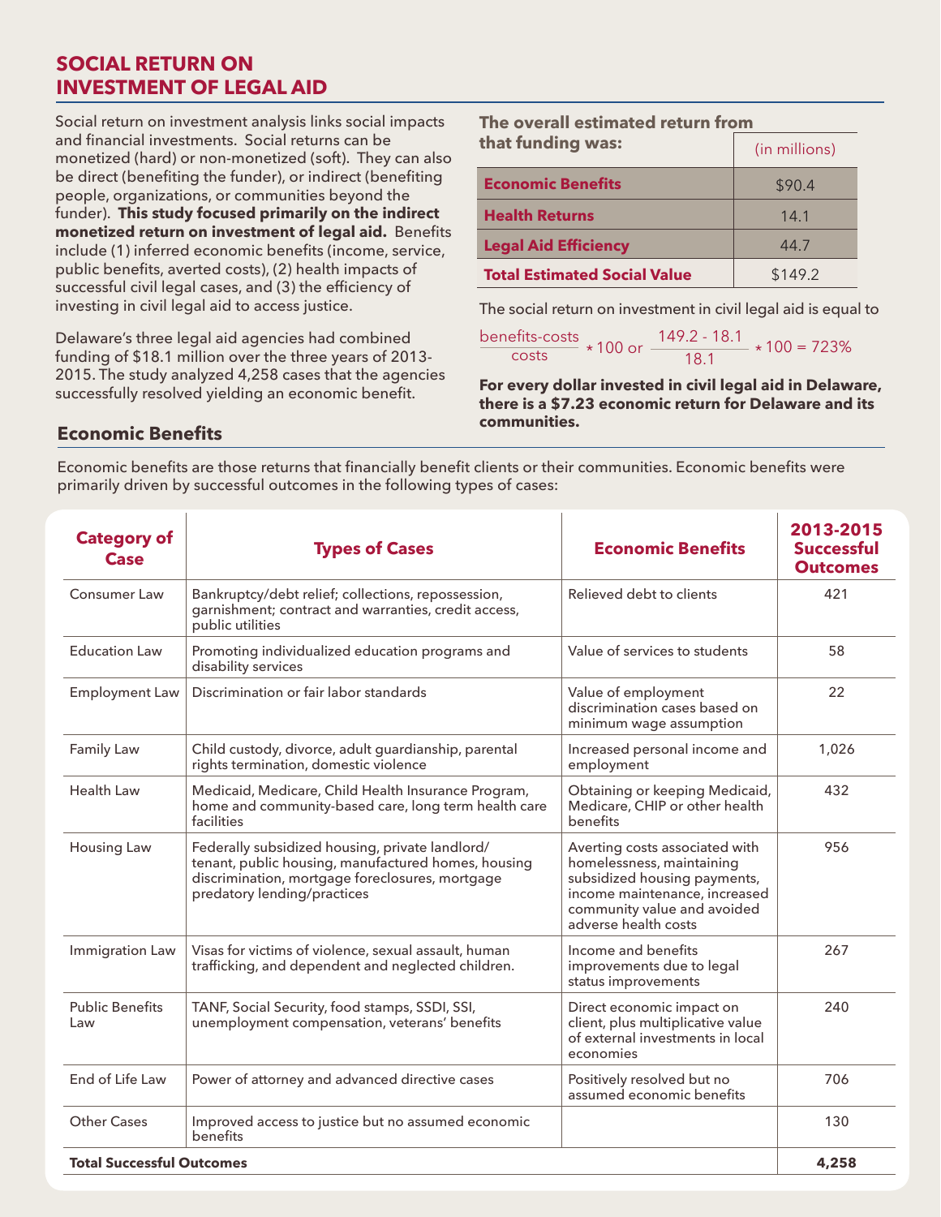## SOCIAL RETURN ON INVESTMENT OF LEGAL AID

Social return on investment analysis links social impacts and financial investments. Social returns can be monetized (hard) or non-monetized (soft). They can also be direct (benefiting the funder), or indirect (benefiting people, organizations, or communities beyond the funder). **This study focused primarily on the indirect monetized return on investment of legal aid.** Benefits include (1) inferred economic benefits (income, service, public benefits, averted costs), (2) health impacts of successful civil legal cases, and (3) the efficiency of investing in civil legal aid to access justice.

Delaware's three legal aid agencies had combined funding of $18.1 million over the three years of 2013-2015. The study analyzed 4,258 cases that the agencies successfully resolved yielding an economic benefit.

**The overall estimated return from that funding was:**

| | (in millions) |
|---|---|
| **Economic Benefits** | $90.4 |
| **Health Returns** | 14.1 |
| **Legal Aid Efficiency** | 44.7 |
| **Total Estimated Social Value** | $149.2 |

The social return on investment in civil legal aid is equal to

$$\frac{\text{benefits-costs}}{\text{costs}} * 100 \text{ or } \frac{149.2 - 18.1}{18.1} * 100 = 723\%$$

**For every dollar invested in civil legal aid in Delaware, there is a $7.23 economic return for Delaware and its communities.**

### Economic Benefits

Economic benefits are those returns that financially benefit clients or their communities. Economic benefits were primarily driven by successful outcomes in the following types of cases:

| Category of Case | Types of Cases | Economic Benefits | 2013-2015 Successful Outcomes |
|---|---|---|---|
| Consumer Law | Bankruptcy/debt relief; collections, repossession, garnishment; contract and warranties, credit access, public utilities | Relieved debt to clients | 421 |
| Education Law | Promoting individualized education programs and disability services | Value of services to students | 58 |
| Employment Law | Discrimination or fair labor standards | Value of employment discrimination cases based on minimum wage assumption | 22 |
| Family Law | Child custody, divorce, adult guardianship, parental rights termination, domestic violence | Increased personal income and employment | 1,026 |
| Health Law | Medicaid, Medicare, Child Health Insurance Program, home and community-based care, long term health care facilities | Obtaining or keeping Medicaid, Medicare, CHIP or other health benefits | 432 |
| Housing Law | Federally subsidized housing, private landlord/tenant, public housing, manufactured homes, housing discrimination, mortgage foreclosures, mortgage predatory lending/practices | Averting costs associated with homelessness, maintaining subsidized housing payments, income maintenance, increased community value and avoided adverse health costs | 956 |
| Immigration Law | Visas for victims of violence, sexual assault, human trafficking, and dependent and neglected children. | Income and benefits improvements due to legal status improvements | 267 |
| Public Benefits Law | TANF, Social Security, food stamps, SSDI, SSI, unemployment compensation, veterans' benefits | Direct economic impact on client, plus multiplicative value of external investments in local economies | 240 |
| End of Life Law | Power of attorney and advanced directive cases | Positively resolved but no assumed economic benefits | 706 |
| Other Cases | Improved access to justice but no assumed economic benefits | | 130 |
| **Total Successful Outcomes** | | | **4,258** |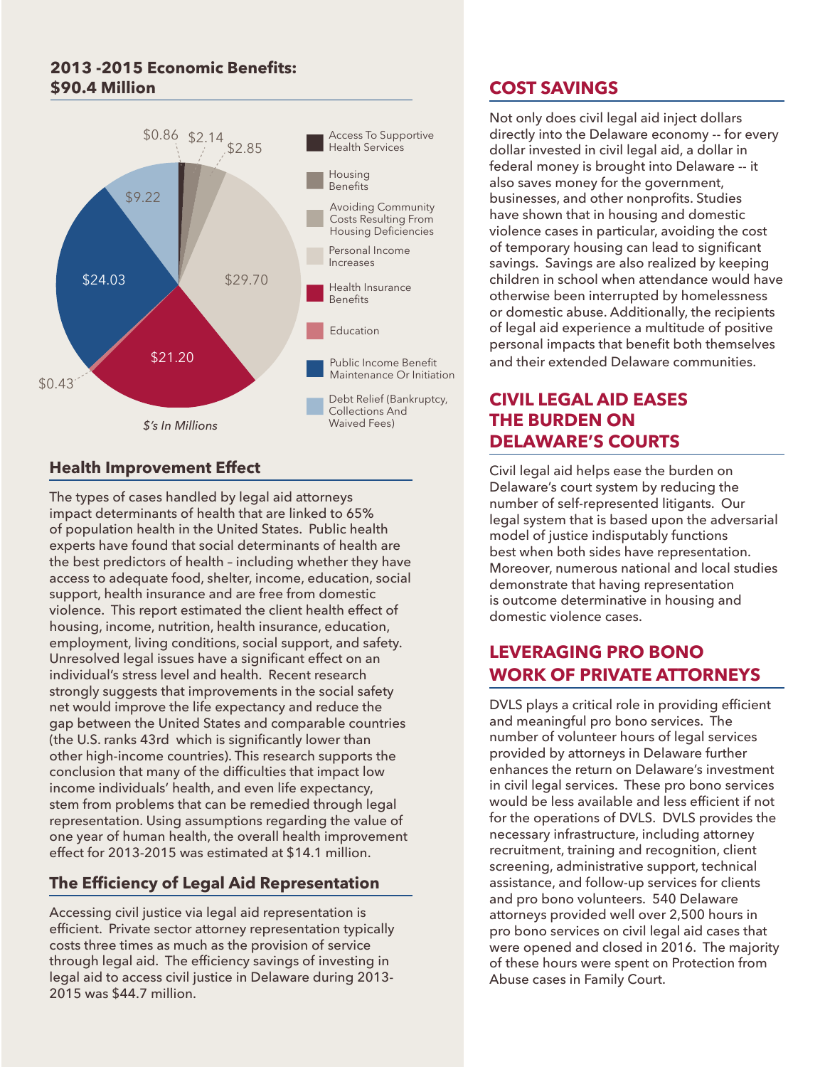## 2013 -2015 Economic Benefits: $90.4 Million

| Category | $'s In Millions |
|---|---|
| Access To Supportive Health Services | $0.86 |
| Housing Benefits | $2.14 |
| Avoiding Community Costs Resulting From Housing Deficiencies | $2.85 |
| Personal Income Increases | $29.70 |
| Health Insurance Benefits | $21.20 |
| Education | $0.43 |
| Public Income Benefit Maintenance Or Initiation | $24.03 |
| Debt Relief (Bankruptcy, Collections And Waived Fees) | $9.22 |

*$'s In Millions*

### Health Improvement Effect

The types of cases handled by legal aid attorneys impact determinants of health that are linked to 65% of population health in the United States. Public health experts have found that social determinants of health are the best predictors of health – including whether they have access to adequate food, shelter, income, education, social support, health insurance and are free from domestic violence. This report estimated the client health effect of housing, income, nutrition, health insurance, education, employment, living conditions, social support, and safety. Unresolved legal issues have a significant effect on an individual's stress level and health. Recent research strongly suggests that improvements in the social safety net would improve the life expectancy and reduce the gap between the United States and comparable countries (the U.S. ranks 43rd which is significantly lower than other high-income countries). This research supports the conclusion that many of the difficulties that impact low income individuals' health, and even life expectancy, stem from problems that can be remedied through legal representation. Using assumptions regarding the value of one year of human health, the overall health improvement effect for 2013-2015 was estimated at $14.1 million.

### The Efficiency of Legal Aid Representation

Accessing civil justice via legal aid representation is efficient. Private sector attorney representation typically costs three times as much as the provision of service through legal aid. The efficiency savings of investing in legal aid to access civil justice in Delaware during 2013-2015 was $44.7 million.

## COST SAVINGS

Not only does civil legal aid inject dollars directly into the Delaware economy -- for every dollar invested in civil legal aid, a dollar in federal money is brought into Delaware -- it also saves money for the government, businesses, and other nonprofits. Studies have shown that in housing and domestic violence cases in particular, avoiding the cost of temporary housing can lead to significant savings. Savings are also realized by keeping children in school when attendance would have otherwise been interrupted by homelessness or domestic abuse. Additionally, the recipients of legal aid experience a multitude of positive personal impacts that benefit both themselves and their extended Delaware communities.

## CIVIL LEGAL AID EASES THE BURDEN ON DELAWARE'S COURTS

Civil legal aid helps ease the burden on Delaware's court system by reducing the number of self-represented litigants. Our legal system that is based upon the adversarial model of justice indisputably functions best when both sides have representation. Moreover, numerous national and local studies demonstrate that having representation is outcome determinative in housing and domestic violence cases.

## LEVERAGING PRO BONO WORK OF PRIVATE ATTORNEYS

DVLS plays a critical role in providing efficient and meaningful pro bono services. The number of volunteer hours of legal services provided by attorneys in Delaware further enhances the return on Delaware's investment in civil legal services. These pro bono services would be less available and less efficient if not for the operations of DVLS. DVLS provides the necessary infrastructure, including attorney recruitment, training and recognition, client screening, administrative support, technical assistance, and follow-up services for clients and pro bono volunteers. 540 Delaware attorneys provided well over 2,500 hours in pro bono services on civil legal aid cases that were opened and closed in 2016. The majority of these hours were spent on Protection from Abuse cases in Family Court.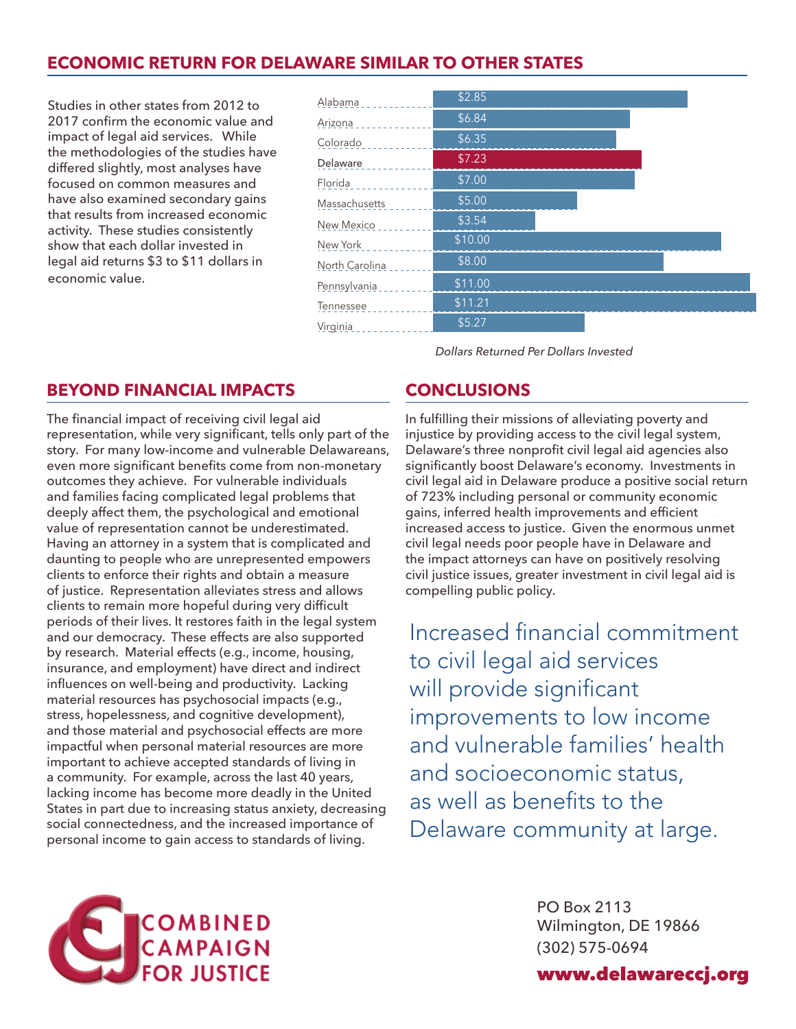## ECONOMIC RETURN FOR DELAWARE SIMILAR TO OTHER STATES

Studies in other states from 2012 to 2017 confirm the economic value and impact of legal aid services. While the methodologies of the studies have differed slightly, most analyses have focused on common measures and have also examined secondary gains that results from increased economic activity. These studies consistently show that each dollar invested in legal aid returns $3 to $11 dollars in economic value.

Alabama $2.85
Arizona $6.84
Colorado $6.35
Delaware $7.23
Florida $7.00
Massachusetts $5.00
New Mexico $3.54
New York $10.00
North Carolina $8.00
Pennsylvania $11.00
Tennessee $11.21
Virginia $5.27

*Dollars Returned Per Dollars Invested*

## BEYOND FINANCIAL IMPACTS

The financial impact of receiving civil legal aid representation, while very significant, tells only part of the story. For many low-income and vulnerable Delawareans, even more significant benefits come from non-monetary outcomes they achieve. For vulnerable individuals and families facing complicated legal problems that deeply affect them, the psychological and emotional value of representation cannot be underestimated. Having an attorney in a system that is complicated and daunting to people who are unrepresented empowers clients to enforce their rights and obtain a measure of justice. Representation alleviates stress and allows clients to remain more hopeful during very difficult periods of their lives. It restores faith in the legal system and our democracy. These effects are also supported by research. Material effects (e.g., income, housing, insurance, and employment) have direct and indirect influences on well-being and productivity. Lacking material resources has psychosocial impacts (e.g., stress, hopelessness, and cognitive development), and those material and psychosocial effects are more impactful when personal material resources are more important to achieve accepted standards of living in a community. For example, across the last 40 years, lacking income has become more deadly in the United States in part due to increasing status anxiety, decreasing social connectedness, and the increased importance of personal income to gain access to standards of living.

## CONCLUSIONS

In fulfilling their missions of alleviating poverty and injustice by providing access to the civil legal system, Delaware's three nonprofit civil legal aid agencies also significantly boost Delaware's economy. Investments in civil legal aid in Delaware produce a positive social return of 723% including personal or community economic gains, inferred health improvements and efficient increased access to justice. Given the enormous unmet civil legal needs poor people have in Delaware and the impact attorneys can have on positively resolving civil justice issues, greater investment in civil legal aid is compelling public policy.

Increased financial commitment to civil legal aid services will provide significant improvements to low income and vulnerable families' health and socioeconomic status, as well as benefits to the Delaware community at large.

COMBINED CAMPAIGN FOR JUSTICE

PO Box 2113
Wilmington, DE 19866
(302) 575-0694

**www.delawareccj.org**